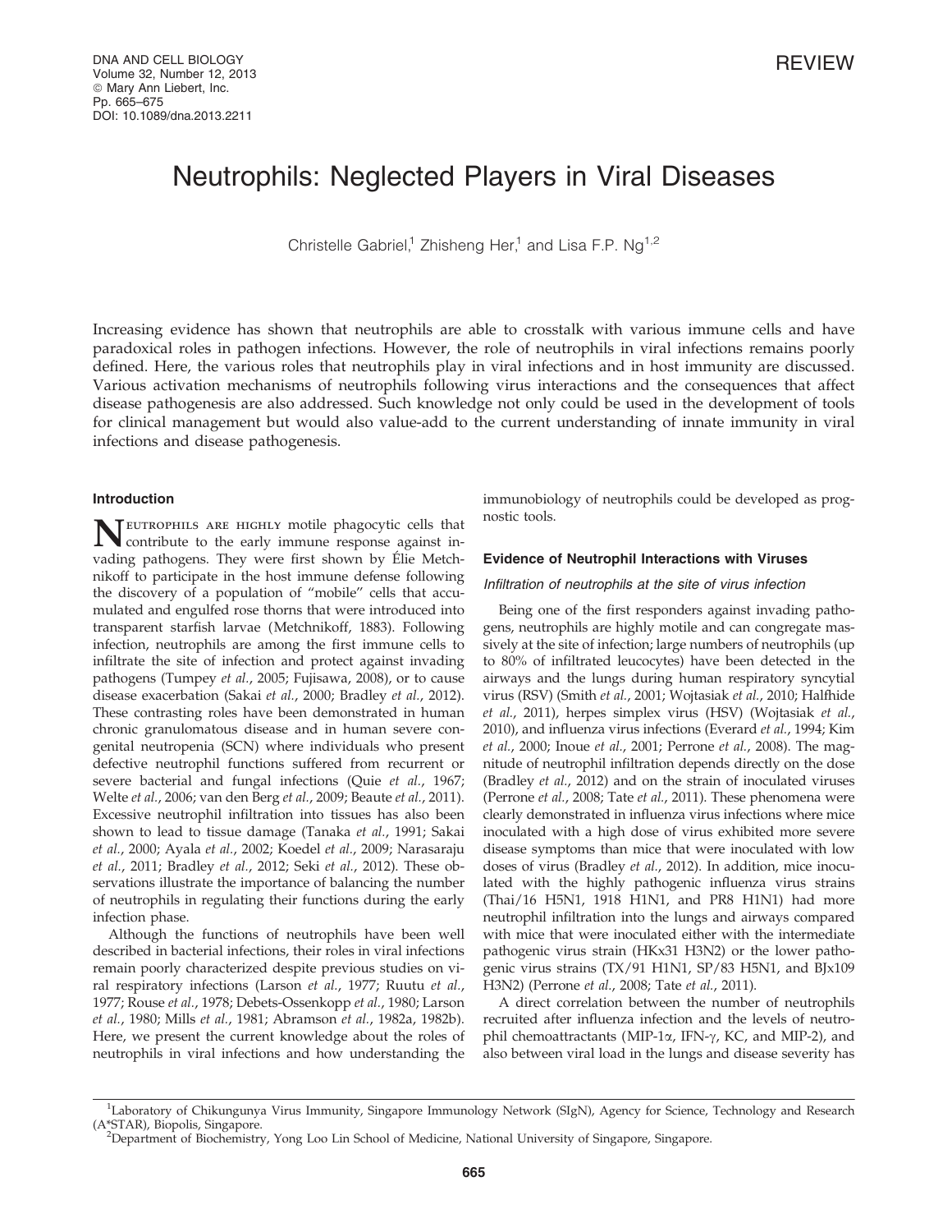REVIEW

# Neutrophils: Neglected Players in Viral Diseases

Christelle Gabriel,[1] Zhisheng Her,[1] and Lisa F.P. Ng[1,2]

Increasing evidence has shown that neutrophils are able to crosstalk with various immune cells and have paradoxical roles in pathogen infections. However, the role of neutrophils in viral infections remains poorly defined. Here, the various roles that neutrophils play in viral infections and in host immunity are discussed. Various activation mechanisms of neutrophils following virus interactions and the consequences that affect disease pathogenesis are also addressed. Such knowledge not only could be used in the development of tools for clinical management but would also value-add to the current understanding of innate immunity in viral infections and disease pathogenesis.

## Introduction

Neutrophils are highly motile phagocytic cells that contribute to the early immune response against invading pathogens. They were first shown by Élie Metchnikoff to participate in the host immune defense following the discovery of a population of "mobile" cells that accumulated and engulfed rose thorns that were introduced into transparent starfish larvae (Metchnikoff, 1883). Following infection, neutrophils are among the first immune cells to infiltrate the site of infection and protect against invading pathogens (Tumpey *et al.*, 2005; Fujisawa, 2008), or to cause disease exacerbation (Sakai *et al.*, 2000; Bradley *et al.*, 2012). These contrasting roles have been demonstrated in human chronic granulomatous disease and in human severe congenital neutropenia (SCN) where individuals who present defective neutrophil functions suffered from recurrent or severe bacterial and fungal infections (Quie *et al.*, 1967; Welte *et al.*, 2006; van den Berg *et al.*, 2009; Beaute *et al.*, 2011). Excessive neutrophil infiltration into tissues has also been shown to lead to tissue damage (Tanaka *et al.*, 1991; Sakai *et al.*, 2000; Ayala *et al.*, 2002; Koedel *et al.*, 2009; Narasaraju *et al.*, 2011; Bradley *et al.*, 2012; Seki *et al.*, 2012). These observations illustrate the importance of balancing the number of neutrophils in regulating their functions during the early infection phase.

Although the functions of neutrophils have been well described in bacterial infections, their roles in viral infections remain poorly characterized despite previous studies on viral respiratory infections (Larson *et al.*, 1977; Ruutu *et al.*, 1977; Rouse *et al.*, 1978; Debets-Ossenkopp *et al.*, 1980; Larson *et al.*, 1980; Mills *et al.*, 1981; Abramson *et al.*, 1982a, 1982b). Here, we present the current knowledge about the roles of neutrophils in viral infections and how understanding the immunobiology of neutrophils could be developed as prognostic tools.

## Evidence of Neutrophil Interactions with Viruses

### *Infiltration of neutrophils at the site of virus infection*

Being one of the first responders against invading pathogens, neutrophils are highly motile and can congregate massively at the site of infection; large numbers of neutrophils (up to 80% of infiltrated leucocytes) have been detected in the airways and the lungs during human respiratory syncytial virus (RSV) (Smith *et al.*, 2001; Wojtasiak *et al.*, 2010; Halfhide *et al.*, 2011), herpes simplex virus (HSV) (Wojtasiak *et al.*, 2010), and influenza virus infections (Everard *et al.*, 1994; Kim *et al.*, 2000; Inoue *et al.*, 2001; Perrone *et al.*, 2008). The magnitude of neutrophil infiltration depends directly on the dose (Bradley *et al.*, 2012) and on the strain of inoculated viruses (Perrone *et al.*, 2008; Tate *et al.*, 2011). These phenomena were clearly demonstrated in influenza virus infections where mice inoculated with a high dose of virus exhibited more severe disease symptoms than mice that were inoculated with low doses of virus (Bradley *et al.*, 2012). In addition, mice inoculated with the highly pathogenic influenza virus strains (Thai/16 H5N1, 1918 H1N1, and PR8 H1N1) had more neutrophil infiltration into the lungs and airways compared with mice that were inoculated either with the intermediate pathogenic virus strain (HKx31 H3N2) or the lower pathogenic virus strains (TX/91 H1N1, SP/83 H5N1, and BJx109 H3N2) (Perrone *et al.*, 2008; Tate *et al.*, 2011).

A direct correlation between the number of neutrophils recruited after influenza infection and the levels of neutrophil chemoattractants (MIP-1$\alpha$, IFN-$\gamma$, KC, and MIP-2), and also between viral load in the lungs and disease severity has

[1]Laboratory of Chikungunya Virus Immunity, Singapore Immunology Network (SIgN), Agency for Science, Technology and Research (A*STAR), Biopolis, Singapore.
[2]Department of Biochemistry, Yong Loo Lin School of Medicine, National University of Singapore, Singapore.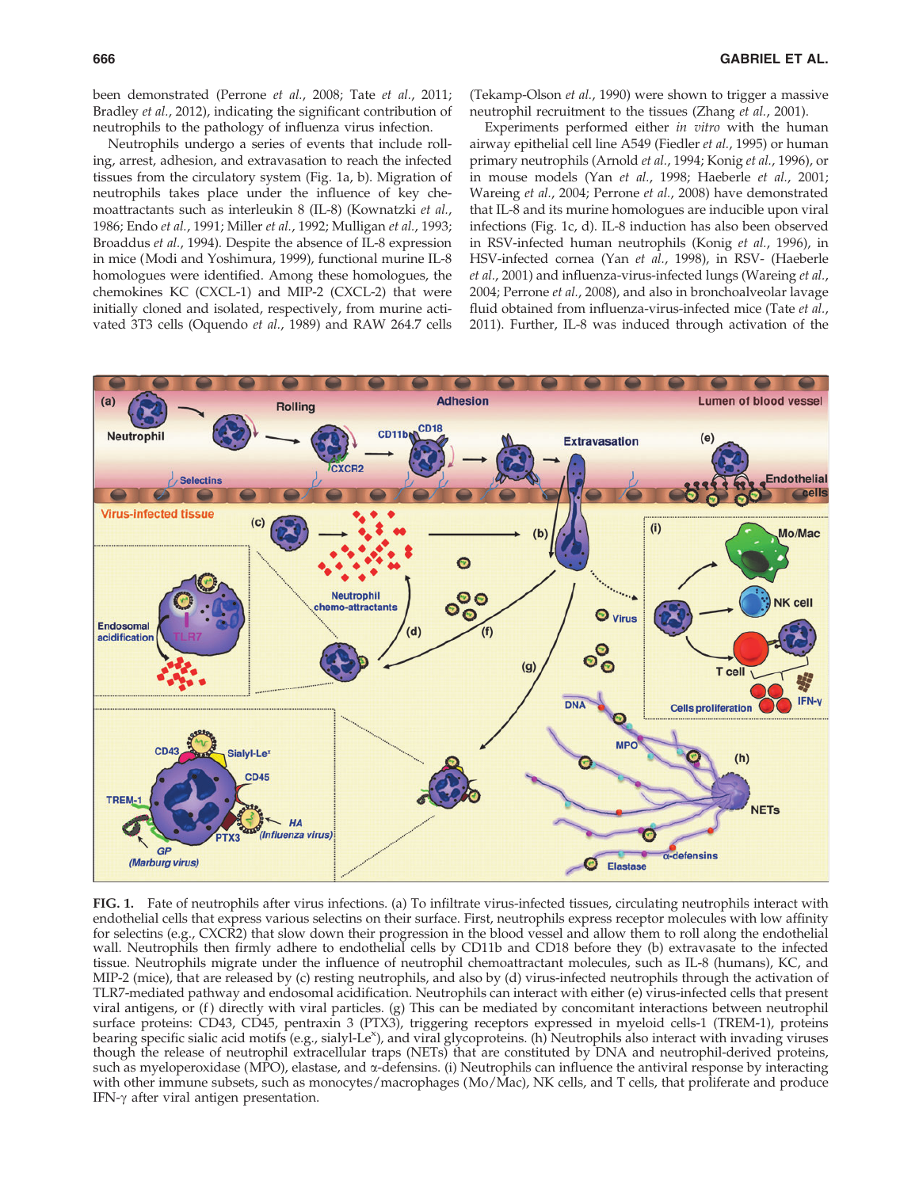been demonstrated (Perrone *et al.*, 2008; Tate *et al.*, 2011; Bradley *et al.*, 2012), indicating the significant contribution of neutrophils to the pathology of influenza virus infection.

Neutrophils undergo a series of events that include rolling, arrest, adhesion, and extravasation to reach the infected tissues from the circulatory system (Fig. 1a, b). Migration of neutrophils takes place under the influence of key chemoattractants such as interleukin 8 (IL-8) (Kownatzki *et al.*, 1986; Endo *et al.*, 1991; Miller *et al.*, 1992; Mulligan *et al.*, 1993; Broaddus *et al.*, 1994). Despite the absence of IL-8 expression in mice (Modi and Yoshimura, 1999), functional murine IL-8 homologues were identified. Among these homologues, the chemokines KC (CXCL-1) and MIP-2 (CXCL-2) that were initially cloned and isolated, respectively, from murine activated 3T3 cells (Oquendo *et al.*, 1989) and RAW 264.7 cells (Tekamp-Olson *et al.*, 1990) were shown to trigger a massive neutrophil recruitment to the tissues (Zhang *et al.*, 2001).

Experiments performed either *in vitro* with the human airway epithelial cell line A549 (Fiedler *et al.*, 1995) or human primary neutrophils (Arnold *et al.*, 1994; Konig *et al.*, 1996), or in mouse models (Yan *et al.*, 1998; Haeberle *et al.*, 2001; Wareing *et al.*, 2004; Perrone *et al.*, 2008) have demonstrated that IL-8 and its murine homologues are inducible upon viral infections (Fig. 1c, d). IL-8 induction has also been observed in RSV-infected human neutrophils (Konig *et al.*, 1996), in HSV-infected cornea (Yan *et al.*, 1998), in RSV- (Haeberle *et al.*, 2001) and influenza-virus-infected lungs (Wareing *et al.*, 2004; Perrone *et al.*, 2008), and also in bronchoalveolar lavage fluid obtained from influenza-virus-infected mice (Tate *et al.*, 2011). Further, IL-8 was induced through activation of the

**FIG. 1.** Fate of neutrophils after virus infections. (a) To infiltrate virus-infected tissues, circulating neutrophils interact with endothelial cells that express various selectins on their surface. First, neutrophils express receptor molecules with low affinity for selectins (e.g., CXCR2) that slow down their progression in the blood vessel and allow them to roll along the endothelial wall. Neutrophils then firmly adhere to endothelial cells by CD11b and CD18 before they (b) extravasate to the infected tissue. Neutrophils migrate under the influence of neutrophil chemoattractant molecules, such as IL-8 (humans), KC, and MIP-2 (mice), that are released by (c) resting neutrophils, and also by (d) virus-infected neutrophils through the activation of TLR7-mediated pathway and endosomal acidification. Neutrophils can interact with either (e) virus-infected cells that present viral antigens, or (f) directly with viral particles. (g) This can be mediated by concomitant interactions between neutrophil surface proteins: CD43, CD45, pentraxin 3 (PTX3), triggering receptors expressed in myeloid cells-1 (TREM-1), proteins bearing specific sialic acid motifs (e.g., sialyl-Le$^x$), and viral glycoproteins. (h) Neutrophils also interact with invading viruses though the release of neutrophil extracellular traps (NETs) that are constituted by DNA and neutrophil-derived proteins, such as myeloperoxidase (MPO), elastase, and α-defensins. (i) Neutrophils can influence the antiviral response by interacting with other immune subsets, such as monocytes/macrophages (Mo/Mac), NK cells, and T cells, that proliferate and produce IFN-γ after viral antigen presentation.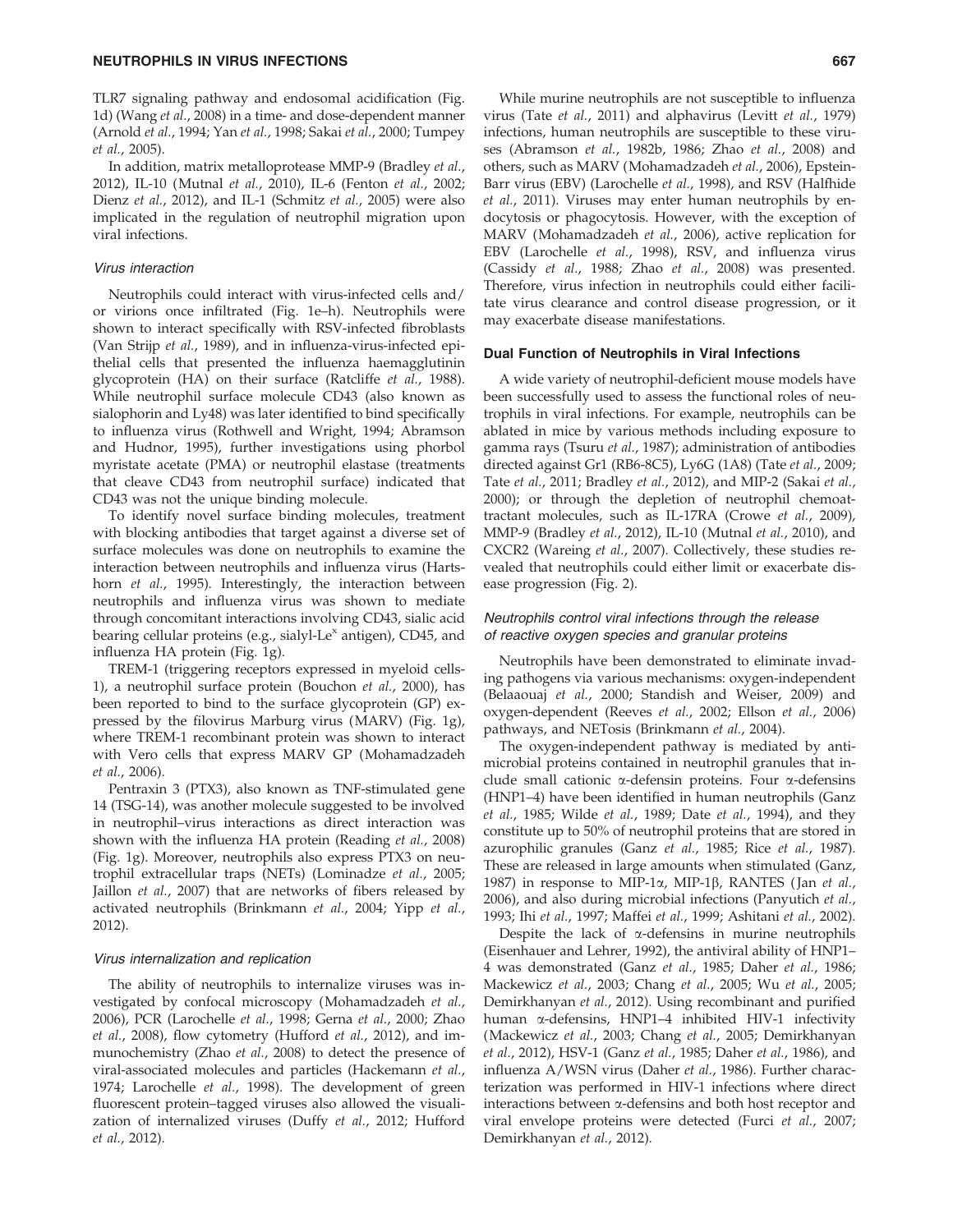TLR7 signaling pathway and endosomal acidification (Fig. 1d) (Wang *et al.*, 2008) in a time- and dose-dependent manner (Arnold *et al.*, 1994; Yan *et al.*, 1998; Sakai *et al.*, 2000; Tumpey *et al.*, 2005).

In addition, matrix metalloprotease MMP-9 (Bradley *et al.*, 2012), IL-10 (Mutnal *et al.*, 2010), IL-6 (Fenton *et al.*, 2002; Dienz *et al.*, 2012), and IL-1 (Schmitz *et al.*, 2005) were also implicated in the regulation of neutrophil migration upon viral infections.

### *Virus interaction*

Neutrophils could interact with virus-infected cells and/or virions once infiltrated (Fig. 1e–h). Neutrophils were shown to interact specifically with RSV-infected fibroblasts (Van Strijp *et al.*, 1989), and in influenza-virus-infected epithelial cells that presented the influenza haemagglutinin glycoprotein (HA) on their surface (Ratcliffe *et al.*, 1988). While neutrophil surface molecule CD43 (also known as sialophorin and Ly48) was later identified to bind specifically to influenza virus (Rothwell and Wright, 1994; Abramson and Hudnor, 1995), further investigations using phorbol myristate acetate (PMA) or neutrophil elastase (treatments that cleave CD43 from neutrophil surface) indicated that CD43 was not the unique binding molecule.

To identify novel surface binding molecules, treatment with blocking antibodies that target against a diverse set of surface molecules was done on neutrophils to examine the interaction between neutrophils and influenza virus (Hartshorn *et al.*, 1995). Interestingly, the interaction between neutrophils and influenza virus was shown to mediate through concomitant interactions involving CD43, sialic acid bearing cellular proteins (e.g., sialyl-Le$^{x}$ antigen), CD45, and influenza HA protein (Fig. 1g).

TREM-1 (triggering receptors expressed in myeloid cells-1), a neutrophil surface protein (Bouchon *et al.*, 2000), has been reported to bind to the surface glycoprotein (GP) expressed by the filovirus Marburg virus (MARV) (Fig. 1g), where TREM-1 recombinant protein was shown to interact with Vero cells that express MARV GP (Mohamadzadeh *et al.*, 2006).

Pentraxin 3 (PTX3), also known as TNF-stimulated gene 14 (TSG-14), was another molecule suggested to be involved in neutrophil–virus interactions as direct interaction was shown with the influenza HA protein (Reading *et al.*, 2008) (Fig. 1g). Moreover, neutrophils also express PTX3 on neutrophil extracellular traps (NETs) (Lominadze *et al.*, 2005; Jaillon *et al.*, 2007) that are networks of fibers released by activated neutrophils (Brinkmann *et al.*, 2004; Yipp *et al.*, 2012).

### *Virus internalization and replication*

The ability of neutrophils to internalize viruses was investigated by confocal microscopy (Mohamadzadeh *et al.*, 2006), PCR (Larochelle *et al.*, 1998; Gerna *et al.*, 2000; Zhao *et al.*, 2008), flow cytometry (Hufford *et al.*, 2012), and immunochemistry (Zhao *et al.*, 2008) to detect the presence of viral-associated molecules and particles (Hackemann *et al.*, 1974; Larochelle *et al.*, 1998). The development of green fluorescent protein–tagged viruses also allowed the visualization of internalized viruses (Duffy *et al.*, 2012; Hufford *et al.*, 2012).

While murine neutrophils are not susceptible to influenza virus (Tate *et al.*, 2011) and alphavirus (Levitt *et al.*, 1979) infections, human neutrophils are susceptible to these viruses (Abramson *et al.*, 1982b, 1986; Zhao *et al.*, 2008) and others, such as MARV (Mohamadzadeh *et al.*, 2006), Epstein-Barr virus (EBV) (Larochelle *et al.*, 1998), and RSV (Halfhide *et al.*, 2011). Viruses may enter human neutrophils by endocytosis or phagocytosis. However, with the exception of MARV (Mohamadzadeh *et al.*, 2006), active replication for EBV (Larochelle *et al.*, 1998), RSV, and influenza virus (Cassidy *et al.*, 1988; Zhao *et al.*, 2008) was presented. Therefore, virus infection in neutrophils could either facilitate virus clearance and control disease progression, or it may exacerbate disease manifestations.

## Dual Function of Neutrophils in Viral Infections

A wide variety of neutrophil-deficient mouse models have been successfully used to assess the functional roles of neutrophils in viral infections. For example, neutrophils can be ablated in mice by various methods including exposure to gamma rays (Tsuru *et al.*, 1987); administration of antibodies directed against Gr1 (RB6-8C5), Ly6G (1A8) (Tate *et al.*, 2009; Tate *et al.*, 2011; Bradley *et al.*, 2012), and MIP-2 (Sakai *et al.*, 2000); or through the depletion of neutrophil chemoattractant molecules, such as IL-17RA (Crowe *et al.*, 2009), MMP-9 (Bradley *et al.*, 2012), IL-10 (Mutnal *et al.*, 2010), and CXCR2 (Wareing *et al.*, 2007). Collectively, these studies revealed that neutrophils could either limit or exacerbate disease progression (Fig. 2).

### *Neutrophils control viral infections through the release of reactive oxygen species and granular proteins*

Neutrophils have been demonstrated to eliminate invading pathogens via various mechanisms: oxygen-independent (Belaaouaj *et al.*, 2000; Standish and Weiser, 2009) and oxygen-dependent (Reeves *et al.*, 2002; Ellson *et al.*, 2006) pathways, and NETosis (Brinkmann *et al.*, 2004).

The oxygen-independent pathway is mediated by antimicrobial proteins contained in neutrophil granules that include small cationic α-defensin proteins. Four α-defensins (HNP1–4) have been identified in human neutrophils (Ganz *et al.*, 1985; Wilde *et al.*, 1989; Date *et al.*, 1994), and they constitute up to 50% of neutrophil proteins that are stored in azurophilic granules (Ganz *et al.*, 1985; Rice *et al.*, 1987). These are released in large amounts when stimulated (Ganz, 1987) in response to MIP-1α, MIP-1β, RANTES (Jan *et al.*, 2006), and also during microbial infections (Panyutich *et al.*, 1993; Ihi *et al.*, 1997; Maffei *et al.*, 1999; Ashitani *et al.*, 2002).

Despite the lack of α-defensins in murine neutrophils (Eisenhauer and Lehrer, 1992), the antiviral ability of HNP1–4 was demonstrated (Ganz *et al.*, 1985; Daher *et al.*, 1986; Mackewicz *et al.*, 2003; Chang *et al.*, 2005; Wu *et al.*, 2005; Demirkhanyan *et al.*, 2012). Using recombinant and purified human α-defensins, HNP1–4 inhibited HIV-1 infectivity (Mackewicz *et al.*, 2003; Chang *et al.*, 2005; Demirkhanyan *et al.*, 2012), HSV-1 (Ganz *et al.*, 1985; Daher *et al.*, 1986), and influenza A/WSN virus (Daher *et al.*, 1986). Further characterization was performed in HIV-1 infections where direct interactions between α-defensins and both host receptor and viral envelope proteins were detected (Furci *et al.*, 2007; Demirkhanyan *et al.*, 2012).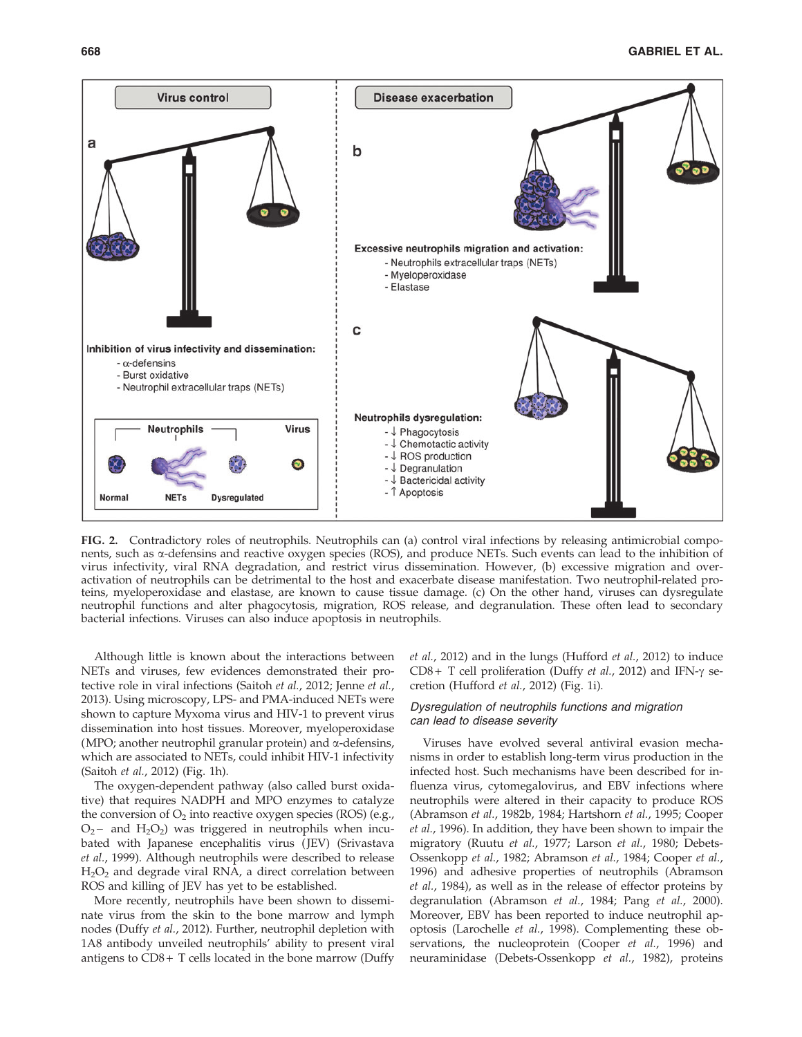FIG. 2. Contradictory roles of neutrophils. Neutrophils can (a) control viral infections by releasing antimicrobial components, such as α-defensins and reactive oxygen species (ROS), and produce NETs. Such events can lead to the inhibition of virus infectivity, viral RNA degradation, and restrict virus dissemination. However, (b) excessive migration and overactivation of neutrophils can be detrimental to the host and exacerbate disease manifestation. Two neutrophil-related proteins, myeloperoxidase and elastase, are known to cause tissue damage. (c) On the other hand, viruses can dysregulate neutrophil functions and alter phagocytosis, migration, ROS release, and degranulation. These often lead to secondary bacterial infections. Viruses can also induce apoptosis in neutrophils.

Although little is known about the interactions between NETs and viruses, few evidences demonstrated their protective role in viral infections (Saitoh *et al.*, 2012; Jenne *et al.*, 2013). Using microscopy, LPS- and PMA-induced NETs were shown to capture Myxoma virus and HIV-1 to prevent virus dissemination into host tissues. Moreover, myeloperoxidase (MPO; another neutrophil granular protein) and α-defensins, which are associated to NETs, could inhibit HIV-1 infectivity (Saitoh *et al.*, 2012) (Fig. 1h).

The oxygen-dependent pathway (also called burst oxidative) that requires NADPH and MPO enzymes to catalyze the conversion of $O_2$ into reactive oxygen species (ROS) (e.g., $O_2^-$ and $H_2O_2$) was triggered in neutrophils when incubated with Japanese encephalitis virus (JEV) (Srivastava *et al.*, 1999). Although neutrophils were described to release $H_2O_2$ and degrade viral RNA, a direct correlation between ROS and killing of JEV has yet to be established.

More recently, neutrophils have been shown to disseminate virus from the skin to the bone marrow and lymph nodes (Duffy *et al.*, 2012). Further, neutrophil depletion with 1A8 antibody unveiled neutrophils' ability to present viral antigens to CD8+ T cells located in the bone marrow (Duffy *et al.*, 2012) and in the lungs (Hufford *et al.*, 2012) to induce CD8+ T cell proliferation (Duffy *et al.*, 2012) and IFN-γ secretion (Hufford *et al.*, 2012) (Fig. 1i).

### *Dysregulation of neutrophils functions and migration can lead to disease severity*

Viruses have evolved several antiviral evasion mechanisms in order to establish long-term virus production in the infected host. Such mechanisms have been described for influenza virus, cytomegalovirus, and EBV infections where neutrophils were altered in their capacity to produce ROS (Abramson *et al.*, 1982b, 1984; Hartshorn *et al.*, 1995; Cooper *et al.*, 1996). In addition, they have been shown to impair the migratory (Ruutu *et al.*, 1977; Larson *et al.*, 1980; Debets-Ossenkopp *et al.*, 1982; Abramson *et al.*, 1984; Cooper *et al.*, 1996) and adhesive properties of neutrophils (Abramson *et al.*, 1984), as well as in the release of effector proteins by degranulation (Abramson *et al.*, 1984; Pang *et al.*, 2000). Moreover, EBV has been reported to induce neutrophil apoptosis (Larochelle *et al.*, 1998). Complementing these observations, the nucleoprotein (Cooper *et al.*, 1996) and neuraminidase (Debets-Ossenkopp *et al.*, 1982), proteins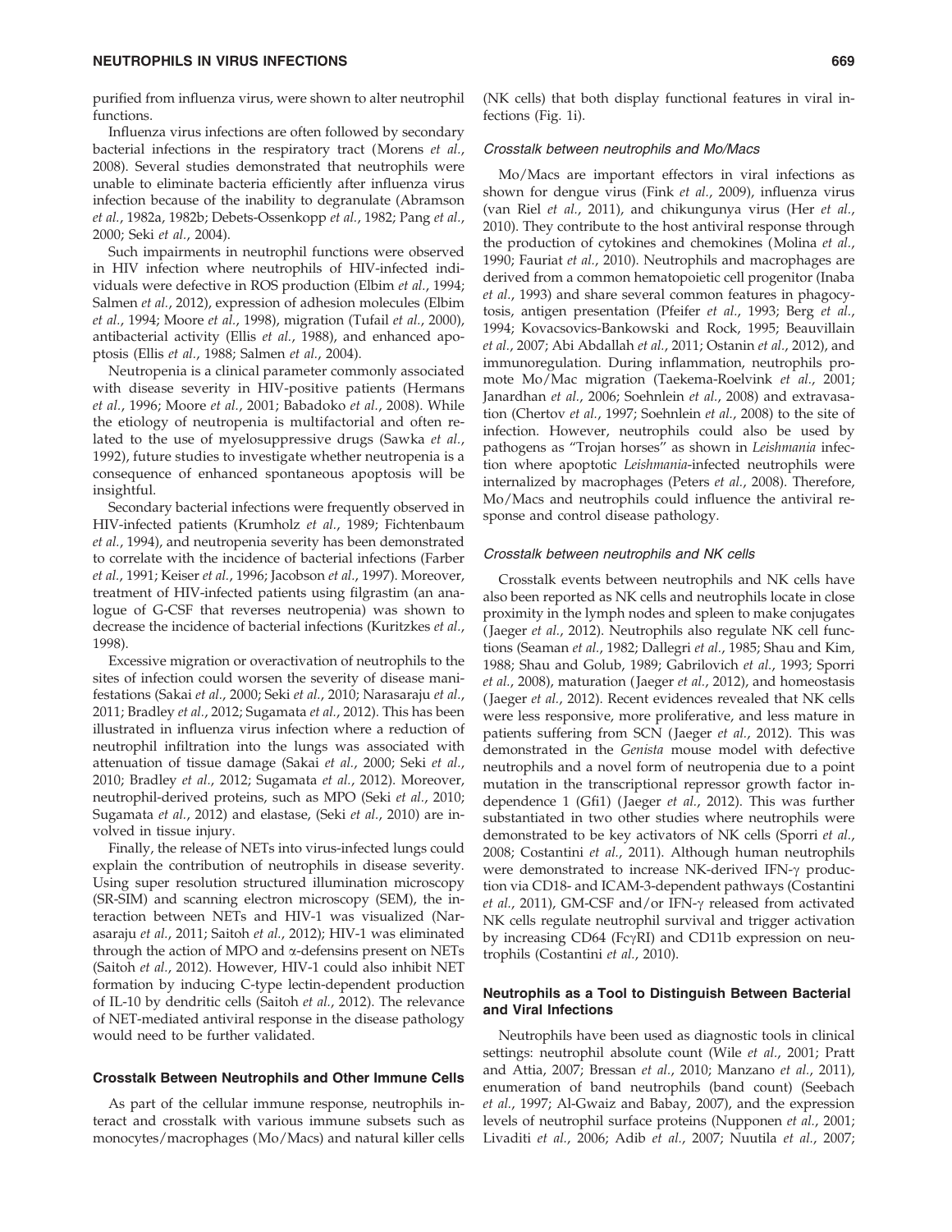purified from influenza virus, were shown to alter neutrophil functions.

Influenza virus infections are often followed by secondary bacterial infections in the respiratory tract (Morens *et al.*, 2008). Several studies demonstrated that neutrophils were unable to eliminate bacteria efficiently after influenza virus infection because of the inability to degranulate (Abramson *et al.*, 1982a, 1982b; Debets-Ossenkopp *et al.*, 1982; Pang *et al.*, 2000; Seki *et al.*, 2004).

Such impairments in neutrophil functions were observed in HIV infection where neutrophils of HIV-infected individuals were defective in ROS production (Elbim *et al.*, 1994; Salmen *et al.*, 2012), expression of adhesion molecules (Elbim *et al.*, 1994; Moore *et al.*, 1998), migration (Tufail *et al.*, 2000), antibacterial activity (Ellis *et al.*, 1988), and enhanced apoptosis (Ellis *et al.*, 1988; Salmen *et al.*, 2004).

Neutropenia is a clinical parameter commonly associated with disease severity in HIV-positive patients (Hermans *et al.*, 1996; Moore *et al.*, 2001; Babadoko *et al.*, 2008). While the etiology of neutropenia is multifactorial and often related to the use of myelosuppressive drugs (Sawka *et al.*, 1992), future studies to investigate whether neutropenia is a consequence of enhanced spontaneous apoptosis will be insightful.

Secondary bacterial infections were frequently observed in HIV-infected patients (Krumholz *et al.*, 1989; Fichtenbaum *et al.*, 1994), and neutropenia severity has been demonstrated to correlate with the incidence of bacterial infections (Farber *et al.*, 1991; Keiser *et al.*, 1996; Jacobson *et al.*, 1997). Moreover, treatment of HIV-infected patients using filgrastim (an analogue of G-CSF that reverses neutropenia) was shown to decrease the incidence of bacterial infections (Kuritzkes *et al.*, 1998).

Excessive migration or overactivation of neutrophils to the sites of infection could worsen the severity of disease manifestations (Sakai *et al.*, 2000; Seki *et al.*, 2010; Narasaraju *et al.*, 2011; Bradley *et al.*, 2012; Sugamata *et al.*, 2012). This has been illustrated in influenza virus infection where a reduction of neutrophil infiltration into the lungs was associated with attenuation of tissue damage (Sakai *et al.*, 2000; Seki *et al.*, 2010; Bradley *et al.*, 2012; Sugamata *et al.*, 2012). Moreover, neutrophil-derived proteins, such as MPO (Seki *et al.*, 2010; Sugamata *et al.*, 2012) and elastase, (Seki *et al.*, 2010) are involved in tissue injury.

Finally, the release of NETs into virus-infected lungs could explain the contribution of neutrophils in disease severity. Using super resolution structured illumination microscopy (SR-SIM) and scanning electron microscopy (SEM), the interaction between NETs and HIV-1 was visualized (Narasaraju *et al.*, 2011; Saitoh *et al.*, 2012); HIV-1 was eliminated through the action of MPO and α-defensins present on NETs (Saitoh *et al.*, 2012). However, HIV-1 could also inhibit NET formation by inducing C-type lectin-dependent production of IL-10 by dendritic cells (Saitoh *et al.*, 2012). The relevance of NET-mediated antiviral response in the disease pathology would need to be further validated.

## Crosstalk Between Neutrophils and Other Immune Cells

As part of the cellular immune response, neutrophils interact and crosstalk with various immune subsets such as monocytes/macrophages (Mo/Macs) and natural killer cells (NK cells) that both display functional features in viral infections (Fig. 1i).

### *Crosstalk between neutrophils and Mo/Macs*

Mo/Macs are important effectors in viral infections as shown for dengue virus (Fink *et al.*, 2009), influenza virus (van Riel *et al.*, 2011), and chikungunya virus (Her *et al.*, 2010). They contribute to the host antiviral response through the production of cytokines and chemokines (Molina *et al.*, 1990; Fauriat *et al.*, 2010). Neutrophils and macrophages are derived from a common hematopoietic cell progenitor (Inaba *et al.*, 1993) and share several common features in phagocytosis, antigen presentation (Pfeifer *et al.*, 1993; Berg *et al.*, 1994; Kovacsovics-Bankowski and Rock, 1995; Beauvillain *et al.*, 2007; Abi Abdallah *et al.*, 2011; Ostanin *et al.*, 2012), and immunoregulation. During inflammation, neutrophils promote Mo/Mac migration (Taekema-Roelvink *et al.*, 2001; Janardhan *et al.*, 2006; Soehnlein *et al.*, 2008) and extravasation (Chertov *et al.*, 1997; Soehnlein *et al.*, 2008) to the site of infection. However, neutrophils could also be used by pathogens as "Trojan horses" as shown in *Leishmania* infection where apoptotic *Leishmania*-infected neutrophils were internalized by macrophages (Peters *et al.*, 2008). Therefore, Mo/Macs and neutrophils could influence the antiviral response and control disease pathology.

### *Crosstalk between neutrophils and NK cells*

Crosstalk events between neutrophils and NK cells have also been reported as NK cells and neutrophils locate in close proximity in the lymph nodes and spleen to make conjugates (Jaeger *et al.*, 2012). Neutrophils also regulate NK cell functions (Seaman *et al.*, 1982; Dallegri *et al.*, 1985; Shau and Kim, 1988; Shau and Golub, 1989; Gabrilovich *et al.*, 1993; Sporri *et al.*, 2008), maturation (Jaeger *et al.*, 2012), and homeostasis (Jaeger *et al.*, 2012). Recent evidences revealed that NK cells were less responsive, more proliferative, and less mature in patients suffering from SCN (Jaeger *et al.*, 2012). This was demonstrated in the *Genista* mouse model with defective neutrophils and a novel form of neutropenia due to a point mutation in the transcriptional repressor growth factor independence 1 (Gfi1) (Jaeger *et al.*, 2012). This was further substantiated in two other studies where neutrophils were demonstrated to be key activators of NK cells (Sporri *et al.*, 2008; Costantini *et al.*, 2011). Although human neutrophils were demonstrated to increase NK-derived IFN-γ production via CD18- and ICAM-3-dependent pathways (Costantini *et al.*, 2011), GM-CSF and/or IFN-γ released from activated NK cells regulate neutrophil survival and trigger activation by increasing CD64 (FcγRI) and CD11b expression on neutrophils (Costantini *et al.*, 2010).

## Neutrophils as a Tool to Distinguish Between Bacterial and Viral Infections

Neutrophils have been used as diagnostic tools in clinical settings: neutrophil absolute count (Wile *et al.*, 2001; Pratt and Attia, 2007; Bressan *et al.*, 2010; Manzano *et al.*, 2011), enumeration of band neutrophils (band count) (Seebach *et al.*, 1997; Al-Gwaiz and Babay, 2007), and the expression levels of neutrophil surface proteins (Nupponen *et al.*, 2001; Livaditi *et al.*, 2006; Adib *et al.*, 2007; Nuutila *et al.*, 2007;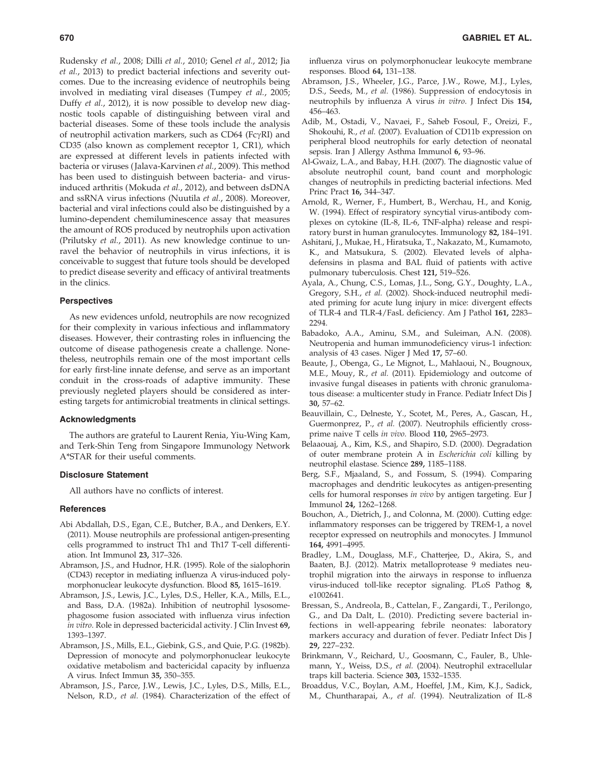Rudensky *et al.*, 2008; Dilli *et al.*, 2010; Genel *et al.*, 2012; Jia *et al.*, 2013) to predict bacterial infections and severity outcomes. Due to the increasing evidence of neutrophils being involved in mediating viral diseases (Tumpey *et al.*, 2005; Duffy *et al.*, 2012), it is now possible to develop new diagnostic tools capable of distinguishing between viral and bacterial diseases. Some of these tools include the analysis of neutrophil activation markers, such as CD64 (FcγRI) and CD35 (also known as complement receptor 1, CR1), which are expressed at different levels in patients infected with bacteria or viruses (Jalava-Karvinen *et al.*, 2009). This method has been used to distinguish between bacteria- and virus-induced arthritis (Mokuda *et al.*, 2012), and between dsDNA and ssRNA virus infections (Nuutila *et al.*, 2008). Moreover, bacterial and viral infections could also be distinguished by a lumino-dependent chemiluminescence assay that measures the amount of ROS produced by neutrophils upon activation (Prilutsky *et al.*, 2011). As new knowledge continue to unravel the behavior of neutrophils in virus infections, it is conceivable to suggest that future tools should be developed to predict disease severity and efficacy of antiviral treatments in the clinics.

### Perspectives

As new evidences unfold, neutrophils are now recognized for their complexity in various infectious and inflammatory diseases. However, their contrasting roles in influencing the outcome of disease pathogenesis create a challenge. Nonetheless, neutrophils remain one of the most important cells for early first-line innate defense, and serve as an important conduit in the cross-roads of adaptive immunity. These previously negleted players should be considered as interesting targets for antimicrobial treatments in clinical settings.

### Acknowledgments

The authors are grateful to Laurent Renia, Yiu-Wing Kam, and Terk-Shin Teng from Singapore Immunology Network A*STAR for their useful comments.

### Disclosure Statement

All authors have no conflicts of interest.

### References

Abi Abdallah, D.S., Egan, C.E., Butcher, B.A., and Denkers, E.Y. (2011). Mouse neutrophils are professional antigen-presenting cells programmed to instruct Th1 and Th17 T-cell differentiation. Int Immunol **23,** 317–326.

Abramson, J.S., and Hudnor, H.R. (1995). Role of the sialophorin (CD43) receptor in mediating influenza A virus-induced polymorphonuclear leukocyte dysfunction. Blood **85,** 1615–1619.

Abramson, J.S., Lewis, J.C., Lyles, D.S., Heller, K.A., Mills, E.L., and Bass, D.A. (1982a). Inhibition of neutrophil lysosome-phagosome fusion associated with influenza virus infection *in vitro*. Role in depressed bactericidal activity. J Clin Invest **69,** 1393–1397.

Abramson, J.S., Mills, E.L., Giebink, G.S., and Quie, P.G. (1982b). Depression of monocyte and polymorphonuclear leukocyte oxidative metabolism and bactericidal capacity by influenza A virus. Infect Immun **35,** 350–355.

Abramson, J.S., Parce, J.W., Lewis, J.C., Lyles, D.S., Mills, E.L., Nelson, R.D., *et al.* (1984). Characterization of the effect of influenza virus on polymorphonuclear leukocyte membrane responses. Blood **64,** 131–138.

Abramson, J.S., Wheeler, J.G., Parce, J.W., Rowe, M.J., Lyles, D.S., Seeds, M., *et al.* (1986). Suppression of endocytosis in neutrophils by influenza A virus *in vitro*. J Infect Dis **154,** 456–463.

Adib, M., Ostadi, V., Navaei, F., Saheb Fosoul, F., Oreizi, F., Shokouhi, R., *et al.* (2007). Evaluation of CD11b expression on peripheral blood neutrophils for early detection of neonatal sepsis. Iran J Allergy Asthma Immunol **6,** 93–96.

Al-Gwaiz, L.A., and Babay, H.H. (2007). The diagnostic value of absolute neutrophil count, band count and morphologic changes of neutrophils in predicting bacterial infections. Med Princ Pract **16,** 344–347.

Arnold, R., Werner, F., Humbert, B., Werchau, H., and Konig, W. (1994). Effect of respiratory syncytial virus-antibody complexes on cytokine (IL-8, IL-6, TNF-alpha) release and respiratory burst in human granulocytes. Immunology **82,** 184–191.

Ashitani, J., Mukae, H., Hiratsuka, T., Nakazato, M., Kumamoto, K., and Matsukura, S. (2002). Elevated levels of alpha-defensins in plasma and BAL fluid of patients with active pulmonary tuberculosis. Chest **121,** 519–526.

Ayala, A., Chung, C.S., Lomas, J.L., Song, G.Y., Doughty, L.A., Gregory, S.H., *et al.* (2002). Shock-induced neutrophil mediated priming for acute lung injury in mice: divergent effects of TLR-4 and TLR-4/FasL deficiency. Am J Pathol **161,** 2283–2294.

Babadoko, A.A., Aminu, S.M., and Suleiman, A.N. (2008). Neutropenia and human immunodeficiency virus-1 infection: analysis of 43 cases. Niger J Med **17,** 57–60.

Beaute, J., Obenga, G., Le Mignot, L., Mahlaoui, N., Bougnoux, M.E., Mouy, R., *et al.* (2011). Epidemiology and outcome of invasive fungal diseases in patients with chronic granulomatous disease: a multicenter study in France. Pediatr Infect Dis J **30,** 57–62.

Beauvillain, C., Delneste, Y., Scotet, M., Peres, A., Gascan, H., Guermonprez, P., *et al.* (2007). Neutrophils efficiently cross-prime naive T cells *in vivo*. Blood **110,** 2965–2973.

Belaaouaj, A., Kim, K.S., and Shapiro, S.D. (2000). Degradation of outer membrane protein A in *Escherichia coli* killing by neutrophil elastase. Science **289,** 1185–1188.

Berg, S.F., Mjaaland, S., and Fossum, S. (1994). Comparing macrophages and dendritic leukocytes as antigen-presenting cells for humoral responses *in vivo* by antigen targeting. Eur J Immunol **24,** 1262–1268.

Bouchon, A., Dietrich, J., and Colonna, M. (2000). Cutting edge: inflammatory responses can be triggered by TREM-1, a novel receptor expressed on neutrophils and monocytes. J Immunol **164,** 4991–4995.

Bradley, L.M., Douglass, M.F., Chatterjee, D., Akira, S., and Baaten, B.J. (2012). Matrix metalloprotease 9 mediates neutrophil migration into the airways in response to influenza virus-induced toll-like receptor signaling. PLoS Pathog **8,** e1002641.

Bressan, S., Andreola, B., Cattelan, F., Zangardi, T., Perilongo, G., and Da Dalt, L. (2010). Predicting severe bacterial infections in well-appearing febrile neonates: laboratory markers accuracy and duration of fever. Pediatr Infect Dis J **29,** 227–232.

Brinkmann, V., Reichard, U., Goosmann, C., Fauler, B., Uhlemann, Y., Weiss, D.S., *et al.* (2004). Neutrophil extracellular traps kill bacteria. Science **303,** 1532–1535.

Broaddus, V.C., Boylan, A.M., Hoeffel, J.M., Kim, K.J., Sadick, M., Chuntharapai, A., *et al.* (1994). Neutralization of IL-8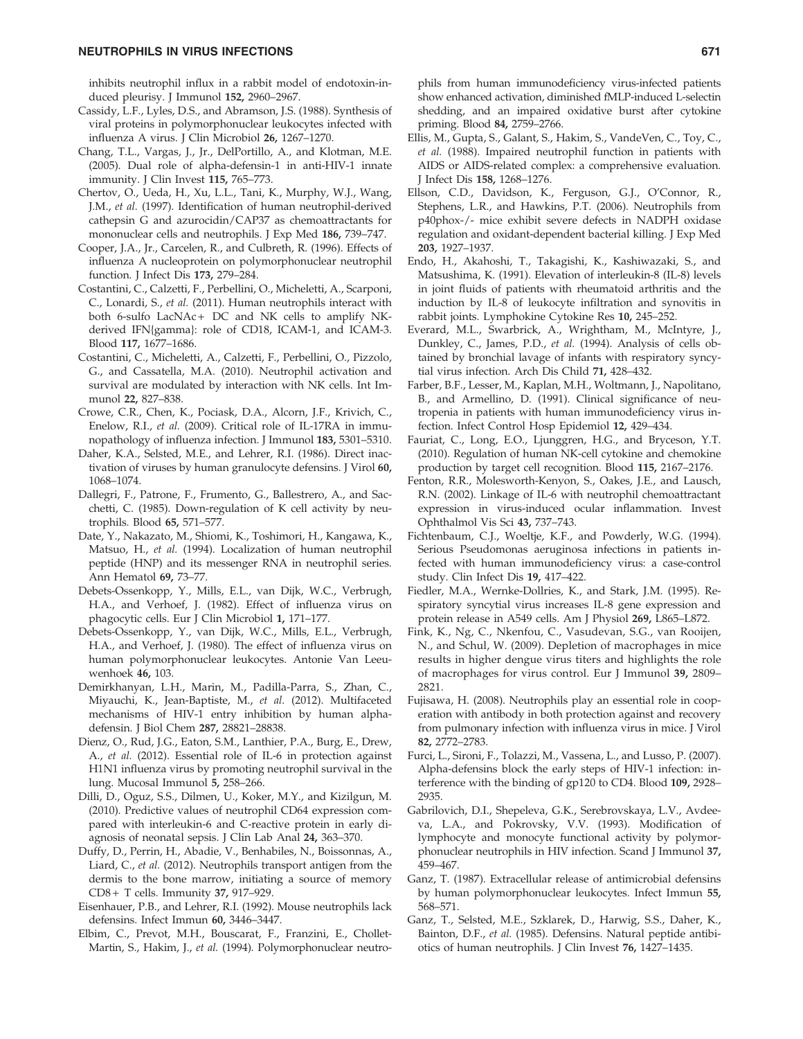inhibits neutrophil influx in a rabbit model of endotoxin-induced pleurisy. J Immunol **152,** 2960–2967.

Cassidy, L.F., Lyles, D.S., and Abramson, J.S. (1988). Synthesis of viral proteins in polymorphonuclear leukocytes infected with influenza A virus. J Clin Microbiol **26,** 1267–1270.

Chang, T.L., Vargas, J., Jr., DelPortillo, A., and Klotman, M.E. (2005). Dual role of alpha-defensin-1 in anti-HIV-1 innate immunity. J Clin Invest **115,** 765–773.

Chertov, O., Ueda, H., Xu, L.L., Tani, K., Murphy, W.J., Wang, J.M., *et al.* (1997). Identification of human neutrophil-derived cathepsin G and azurocidin/CAP37 as chemoattractants for mononuclear cells and neutrophils. J Exp Med **186,** 739–747.

Cooper, J.A., Jr., Carcelen, R., and Culbreth, R. (1996). Effects of influenza A nucleoprotein on polymorphonuclear neutrophil function. J Infect Dis **173,** 279–284.

Costantini, C., Calzetti, F., Perbellini, O., Micheletti, A., Scarponi, C., Lonardi, S., *et al.* (2011). Human neutrophils interact with both 6-sulfo LacNAc+ DC and NK cells to amplify NK-derived IFN{gamma}: role of CD18, ICAM-1, and ICAM-3. Blood **117,** 1677–1686.

Costantini, C., Micheletti, A., Calzetti, F., Perbellini, O., Pizzolo, G., and Cassatella, M.A. (2010). Neutrophil activation and survival are modulated by interaction with NK cells. Int Immunol **22,** 827–838.

Crowe, C.R., Chen, K., Pociask, D.A., Alcorn, J.F., Krivich, C., Enelow, R.I., *et al.* (2009). Critical role of IL-17RA in immunopathology of influenza infection. J Immunol **183,** 5301–5310.

Daher, K.A., Selsted, M.E., and Lehrer, R.I. (1986). Direct inactivation of viruses by human granulocyte defensins. J Virol **60,** 1068–1074.

Dallegri, F., Patrone, F., Frumento, G., Ballestrero, A., and Sacchetti, C. (1985). Down-regulation of K cell activity by neutrophils. Blood **65,** 571–577.

Date, Y., Nakazato, M., Shiomi, K., Toshimori, H., Kangawa, K., Matsuo, H., *et al.* (1994). Localization of human neutrophil peptide (HNP) and its messenger RNA in neutrophil series. Ann Hematol **69,** 73–77.

Debets-Ossenkopp, Y., Mills, E.L., van Dijk, W.C., Verbrugh, H.A., and Verhoef, J. (1982). Effect of influenza virus on phagocytic cells. Eur J Clin Microbiol **1,** 171–177.

Debets-Ossenkopp, Y., van Dijk, W.C., Mills, E.L., Verbrugh, H.A., and Verhoef, J. (1980). The effect of influenza virus on human polymorphonuclear leukocytes. Antonie Van Leeuwenhoek **46,** 103.

Demirkhanyan, L.H., Marin, M., Padilla-Parra, S., Zhan, C., Miyauchi, K., Jean-Baptiste, M., *et al.* (2012). Multifaceted mechanisms of HIV-1 entry inhibition by human alpha-defensin. J Biol Chem **287,** 28821–28838.

Dienz, O., Rud, J.G., Eaton, S.M., Lanthier, P.A., Burg, E., Drew, A., *et al.* (2012). Essential role of IL-6 in protection against H1N1 influenza virus by promoting neutrophil survival in the lung. Mucosal Immunol **5,** 258–266.

Dilli, D., Oguz, S.S., Dilmen, U., Koker, M.Y., and Kizilgun, M. (2010). Predictive values of neutrophil CD64 expression compared with interleukin-6 and C-reactive protein in early diagnosis of neonatal sepsis. J Clin Lab Anal **24,** 363–370.

Duffy, D., Perrin, H., Abadie, V., Benhabiles, N., Boissonnas, A., Liard, C., *et al.* (2012). Neutrophils transport antigen from the dermis to the bone marrow, initiating a source of memory CD8+ T cells. Immunity **37,** 917–929.

Eisenhauer, P.B., and Lehrer, R.I. (1992). Mouse neutrophils lack defensins. Infect Immun **60,** 3446–3447.

Elbim, C., Prevot, M.H., Bouscarat, F., Franzini, E., Chollet-Martin, S., Hakim, J., *et al.* (1994). Polymorphonuclear neutrophils from human immunodeficiency virus-infected patients show enhanced activation, diminished fMLP-induced L-selectin shedding, and an impaired oxidative burst after cytokine priming. Blood **84,** 2759–2766.

Ellis, M., Gupta, S., Galant, S., Hakim, S., VandeVen, C., Toy, C., *et al.* (1988). Impaired neutrophil function in patients with AIDS or AIDS-related complex: a comprehensive evaluation. J Infect Dis **158,** 1268–1276.

Ellson, C.D., Davidson, K., Ferguson, G.J., O'Connor, R., Stephens, L.R., and Hawkins, P.T. (2006). Neutrophils from p40phox-/- mice exhibit severe defects in NADPH oxidase regulation and oxidant-dependent bacterial killing. J Exp Med **203,** 1927–1937.

Endo, H., Akahoshi, T., Takagishi, K., Kashiwazaki, S., and Matsushima, K. (1991). Elevation of interleukin-8 (IL-8) levels in joint fluids of patients with rheumatoid arthritis and the induction by IL-8 of leukocyte infiltration and synovitis in rabbit joints. Lymphokine Cytokine Res **10,** 245–252.

Everard, M.L., Swarbrick, A., Wrightham, M., McIntyre, J., Dunkley, C., James, P.D., *et al.* (1994). Analysis of cells obtained by bronchial lavage of infants with respiratory syncytial virus infection. Arch Dis Child **71,** 428–432.

Farber, B.F., Lesser, M., Kaplan, M.H., Woltmann, J., Napolitano, B., and Armellino, D. (1991). Clinical significance of neutropenia in patients with human immunodeficiency virus infection. Infect Control Hosp Epidemiol **12,** 429–434.

Fauriat, C., Long, E.O., Ljunggren, H.G., and Bryceson, Y.T. (2010). Regulation of human NK-cell cytokine and chemokine production by target cell recognition. Blood **115,** 2167–2176.

Fenton, R.R., Molesworth-Kenyon, S., Oakes, J.E., and Lausch, R.N. (2002). Linkage of IL-6 with neutrophil chemoattractant expression in virus-induced ocular inflammation. Invest Ophthalmol Vis Sci **43,** 737–743.

Fichtenbaum, C.J., Woeltje, K.F., and Powderly, W.G. (1994). Serious Pseudomonas aeruginosa infections in patients infected with human immunodeficiency virus: a case-control study. Clin Infect Dis **19,** 417–422.

Fiedler, M.A., Wernke-Dollries, K., and Stark, J.M. (1995). Respiratory syncytial virus increases IL-8 gene expression and protein release in A549 cells. Am J Physiol **269,** L865–L872.

Fink, K., Ng, C., Nkenfou, C., Vasudevan, S.G., van Rooijen, N., and Schul, W. (2009). Depletion of macrophages in mice results in higher dengue virus titers and highlights the role of macrophages for virus control. Eur J Immunol **39,** 2809–2821.

Fujisawa, H. (2008). Neutrophils play an essential role in cooperation with antibody in both protection against and recovery from pulmonary infection with influenza virus in mice. J Virol **82,** 2772–2783.

Furci, L., Sironi, F., Tolazzi, M., Vassena, L., and Lusso, P. (2007). Alpha-defensins block the early steps of HIV-1 infection: interference with the binding of gp120 to CD4. Blood **109,** 2928–2935.

Gabrilovich, D.I., Shepeleva, G.K., Serebrovskaya, L.V., Avdeeva, L.A., and Pokrovsky, V.V. (1993). Modification of lymphocyte and monocyte functional activity by polymorphonuclear neutrophils in HIV infection. Scand J Immunol **37,** 459–467.

Ganz, T. (1987). Extracellular release of antimicrobial defensins by human polymorphonuclear leukocytes. Infect Immun **55,** 568–571.

Ganz, T., Selsted, M.E., Szklarek, D., Harwig, S.S., Daher, K., Bainton, D.F., *et al.* (1985). Defensins. Natural peptide antibiotics of human neutrophils. J Clin Invest **76,** 1427–1435.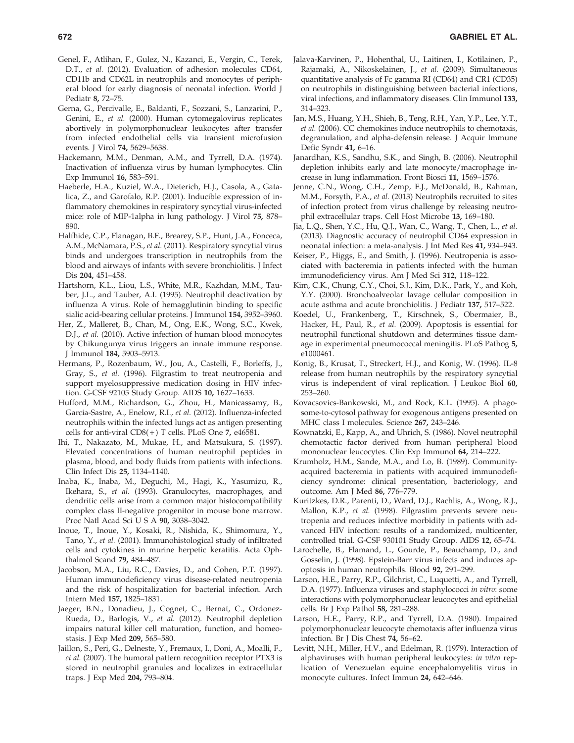Genel, F., Atlihan, F., Gulez, N., Kazanci, E., Vergin, C., Terek, D.T., *et al.* (2012). Evaluation of adhesion molecules CD64, CD11b and CD62L in neutrophils and monocytes of peripheral blood for early diagnosis of neonatal infection. World J Pediatr **8,** 72–75.

Gerna, G., Percivalle, E., Baldanti, F., Sozzani, S., Lanzarini, P., Genini, E., *et al.* (2000). Human cytomegalovirus replicates abortively in polymorphonuclear leukocytes after transfer from infected endothelial cells via transient microfusion events. J Virol **74,** 5629–5638.

Hackemann, M.M., Denman, A.M., and Tyrrell, D.A. (1974). Inactivation of influenza virus by human lymphocytes. Clin Exp Immunol **16,** 583–591.

Haeberle, H.A., Kuziel, W.A., Dieterich, H.J., Casola, A., Gatalica, Z., and Garofalo, R.P. (2001). Inducible expression of inflammatory chemokines in respiratory syncytial virus-infected mice: role of MIP-1alpha in lung pathology. J Virol **75,** 878–890.

Halfhide, C.P., Flanagan, B.F., Brearey, S.P., Hunt, J.A., Fonceca, A.M., McNamara, P.S., *et al.* (2011). Respiratory syncytial virus binds and undergoes transcription in neutrophils from the blood and airways of infants with severe bronchiolitis. J Infect Dis **204,** 451–458.

Hartshorn, K.L., Liou, L.S., White, M.R., Kazhdan, M.M., Tauber, J.L., and Tauber, A.I. (1995). Neutrophil deactivation by influenza A virus. Role of hemagglutinin binding to specific sialic acid-bearing cellular proteins. J Immunol **154,** 3952–3960.

Her, Z., Malleret, B., Chan, M., Ong, E.K., Wong, S.C., Kwek, D.J., *et al.* (2010). Active infection of human blood monocytes by Chikungunya virus triggers an innate immune response. J Immunol **184,** 5903–5913.

Hermans, P., Rozenbaum, W., Jou, A., Castelli, F., Borleffs, J., Gray, S., *et al.* (1996). Filgrastim to treat neutropenia and support myelosuppressive medication dosing in HIV infection. G-CSF 92105 Study Group. AIDS **10,** 1627–1633.

Hufford, M.M., Richardson, G., Zhou, H., Manicassamy, B., Garcia-Sastre, A., Enelow, R.I., *et al.* (2012). Influenza-infected neutrophils within the infected lungs act as antigen presenting cells for anti-viral CD8(+) T cells. PLoS One **7,** e46581.

Ihi, T., Nakazato, M., Mukae, H., and Matsukura, S. (1997). Elevated concentrations of human neutrophil peptides in plasma, blood, and body fluids from patients with infections. Clin Infect Dis **25,** 1134–1140.

Inaba, K., Inaba, M., Deguchi, M., Hagi, K., Yasumizu, R., Ikehara, S., *et al.* (1993). Granulocytes, macrophages, and dendritic cells arise from a common major histocompatibility complex class II-negative progenitor in mouse bone marrow. Proc Natl Acad Sci U S A **90,** 3038–3042.

Inoue, T., Inoue, Y., Kosaki, R., Nishida, K., Shimomura, Y., Tano, Y., *et al.* (2001). Immunohistological study of infiltrated cells and cytokines in murine herpetic keratitis. Acta Ophthalmol Scand **79,** 484–487.

Jacobson, M.A., Liu, R.C., Davies, D., and Cohen, P.T. (1997). Human immunodeficiency virus disease-related neutropenia and the risk of hospitalization for bacterial infection. Arch Intern Med **157,** 1825–1831.

Jaeger, B.N., Donadieu, J., Cognet, C., Bernat, C., Ordonez-Rueda, D., Barlogis, V., *et al.* (2012). Neutrophil depletion impairs natural killer cell maturation, function, and homeostasis. J Exp Med **209,** 565–580.

Jaillon, S., Peri, G., Delneste, Y., Fremaux, I., Doni, A., Moalli, F., *et al.* (2007). The humoral pattern recognition receptor PTX3 is stored in neutrophil granules and localizes in extracellular traps. J Exp Med **204,** 793–804.

Jalava-Karvinen, P., Hohenthal, U., Laitinen, I., Kotilainen, P., Rajamaki, A., Nikoskelainen, J., *et al.* (2009). Simultaneous quantitative analysis of Fc gamma RI (CD64) and CR1 (CD35) on neutrophils in distinguishing between bacterial infections, viral infections, and inflammatory diseases. Clin Immunol **133,** 314–323.

Jan, M.S., Huang, Y.H., Shieh, B., Teng, R.H., Yan, Y.P., Lee, Y.T., *et al.* (2006). CC chemokines induce neutrophils to chemotaxis, degranulation, and alpha-defensin release. J Acquir Immune Defic Syndr **41,** 6–16.

Janardhan, K.S., Sandhu, S.K., and Singh, B. (2006). Neutrophil depletion inhibits early and late monocyte/macrophage increase in lung inflammation. Front Biosci **11,** 1569–1576.

Jenne, C.N., Wong, C.H., Zemp, F.J., McDonald, B., Rahman, M.M., Forsyth, P.A., *et al.* (2013) Neutrophils recruited to sites of infection protect from virus challenge by releasing neutrophil extracellular traps. Cell Host Microbe **13,** 169–180.

Jia, L.Q., Shen, Y.C., Hu, Q.J., Wan, C., Wang, T., Chen, L., *et al.* (2013). Diagnostic accuracy of neutrophil CD64 expression in neonatal infection: a meta-analysis. J Int Med Res **41,** 934–943.

Keiser, P., Higgs, E., and Smith, J. (1996). Neutropenia is associated with bacteremia in patients infected with the human immunodeficiency virus. Am J Med Sci **312,** 118–122.

Kim, C.K., Chung, C.Y., Choi, S.J., Kim, D.K., Park, Y., and Koh, Y.Y. (2000). Bronchoalveolar lavage cellular composition in acute asthma and acute bronchiolitis. J Pediatr **137,** 517–522.

Koedel, U., Frankenberg, T., Kirschnek, S., Obermaier, B., Hacker, H., Paul, R., *et al.* (2009). Apoptosis is essential for neutrophil functional shutdown and determines tissue damage in experimental pneumococcal meningitis. PLoS Pathog **5,** e1000461.

Konig, B., Krusat, T., Streckert, H.J., and Konig, W. (1996). IL-8 release from human neutrophils by the respiratory syncytial virus is independent of viral replication. J Leukoc Biol **60,** 253–260.

Kovacsovics-Bankowski, M., and Rock, K.L. (1995). A phagosome-to-cytosol pathway for exogenous antigens presented on MHC class I molecules. Science **267,** 243–246.

Kownatzki, E., Kapp, A., and Uhrich, S. (1986). Novel neutrophil chemotactic factor derived from human peripheral blood mononuclear leucocytes. Clin Exp Immunol **64,** 214–222.

Krumholz, H.M., Sande, M.A., and Lo, B. (1989). Community-acquired bacteremia in patients with acquired immunodeficiency syndrome: clinical presentation, bacteriology, and outcome. Am J Med **86,** 776–779.

Kuritzkes, D.R., Parenti, D., Ward, D.J., Rachlis, A., Wong, R.J., Mallon, K.P., *et al.* (1998). Filgrastim prevents severe neutropenia and reduces infective morbidity in patients with advanced HIV infection: results of a randomized, multicenter, controlled trial. G-CSF 930101 Study Group. AIDS **12,** 65–74.

Larochelle, B., Flamand, L., Gourde, P., Beauchamp, D., and Gosselin, J. (1998). Epstein-Barr virus infects and induces apoptosis in human neutrophils. Blood **92,** 291–299.

Larson, H.E., Parry, R.P., Gilchrist, C., Luquetti, A., and Tyrrell, D.A. (1977). Influenza viruses and staphylococci *in vitro*: some interactions with polymorphonuclear leucocytes and epithelial cells. Br J Exp Pathol **58,** 281–288.

Larson, H.E., Parry, R.P., and Tyrrell, D.A. (1980). Impaired polymorphonuclear leucocyte chemotaxis after influenza virus infection. Br J Dis Chest **74,** 56–62.

Levitt, N.H., Miller, H.V., and Edelman, R. (1979). Interaction of alphaviruses with human peripheral leukocytes: *in vitro* replication of Venezuelan equine encephalomyelitis virus in monocyte cultures. Infect Immun **24,** 642–646.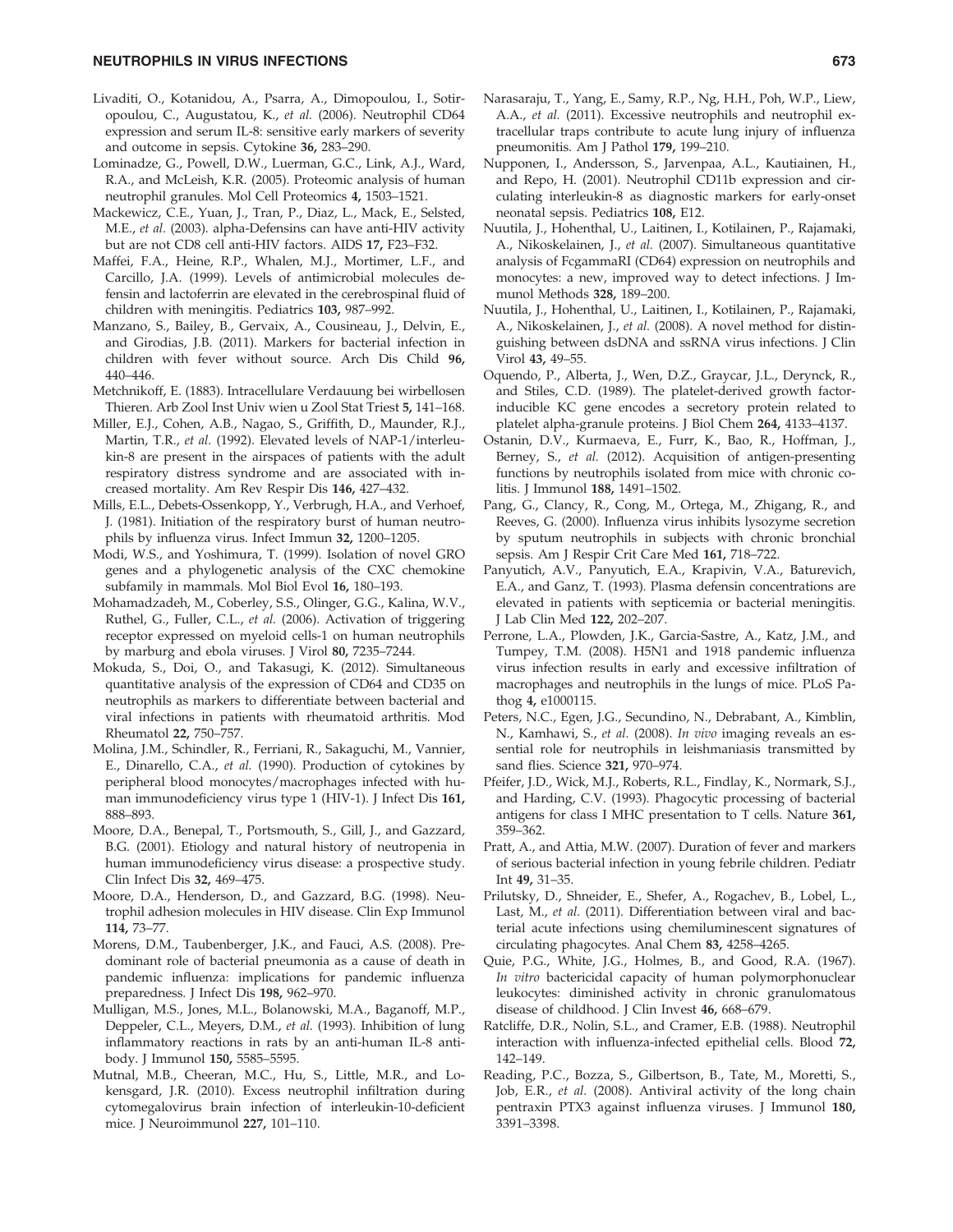Livaditi, O., Kotanidou, A., Psarra, A., Dimopoulou, I., Sotiropoulou, C., Augustatou, K., *et al.* (2006). Neutrophil CD64 expression and serum IL-8: sensitive early markers of severity and outcome in sepsis. Cytokine **36,** 283–290.

Lominadze, G., Powell, D.W., Luerman, G.C., Link, A.J., Ward, R.A., and McLeish, K.R. (2005). Proteomic analysis of human neutrophil granules. Mol Cell Proteomics **4,** 1503–1521.

Mackewicz, C.E., Yuan, J., Tran, P., Diaz, L., Mack, E., Selsted, M.E., *et al.* (2003). alpha-Defensins can have anti-HIV activity but are not CD8 cell anti-HIV factors. AIDS **17,** F23–F32.

Maffei, F.A., Heine, R.P., Whalen, M.J., Mortimer, L.F., and Carcillo, J.A. (1999). Levels of antimicrobial molecules defensin and lactoferrin are elevated in the cerebrospinal fluid of children with meningitis. Pediatrics **103,** 987–992.

Manzano, S., Bailey, B., Gervaix, A., Cousineau, J., Delvin, E., and Girodias, J.B. (2011). Markers for bacterial infection in children with fever without source. Arch Dis Child **96,** 440–446.

Metchnikoff, E. (1883). Intracellulare Verdauung bei wirbellosen Thieren. Arb Zool Inst Univ wien u Zool Stat Triest **5,** 141–168.

Miller, E.J., Cohen, A.B., Nagao, S., Griffith, D., Maunder, R.J., Martin, T.R., *et al.* (1992). Elevated levels of NAP-1/interleukin-8 are present in the airspaces of patients with the adult respiratory distress syndrome and are associated with increased mortality. Am Rev Respir Dis **146,** 427–432.

Mills, E.L., Debets-Ossenkopp, Y., Verbrugh, H.A., and Verhoef, J. (1981). Initiation of the respiratory burst of human neutrophils by influenza virus. Infect Immun **32,** 1200–1205.

Modi, W.S., and Yoshimura, T. (1999). Isolation of novel GRO genes and a phylogenetic analysis of the CXC chemokine subfamily in mammals. Mol Biol Evol **16,** 180–193.

Mohamadzadeh, M., Coberley, S.S., Olinger, G.G., Kalina, W.V., Ruthel, G., Fuller, C.L., *et al.* (2006). Activation of triggering receptor expressed on myeloid cells-1 on human neutrophils by marburg and ebola viruses. J Virol **80,** 7235–7244.

Mokuda, S., Doi, O., and Takasugi, K. (2012). Simultaneous quantitative analysis of the expression of CD64 and CD35 on neutrophils as markers to differentiate between bacterial and viral infections in patients with rheumatoid arthritis. Mod Rheumatol **22,** 750–757.

Molina, J.M., Schindler, R., Ferriani, R., Sakaguchi, M., Vannier, E., Dinarello, C.A., *et al.* (1990). Production of cytokines by peripheral blood monocytes/macrophages infected with human immunodeficiency virus type 1 (HIV-1). J Infect Dis **161,** 888–893.

Moore, D.A., Benepal, T., Portsmouth, S., Gill, J., and Gazzard, B.G. (2001). Etiology and natural history of neutropenia in human immunodeficiency virus disease: a prospective study. Clin Infect Dis **32,** 469–475.

Moore, D.A., Henderson, D., and Gazzard, B.G. (1998). Neutrophil adhesion molecules in HIV disease. Clin Exp Immunol **114,** 73–77.

Morens, D.M., Taubenberger, J.K., and Fauci, A.S. (2008). Predominant role of bacterial pneumonia as a cause of death in pandemic influenza: implications for pandemic influenza preparedness. J Infect Dis **198,** 962–970.

Mulligan, M.S., Jones, M.L., Bolanowski, M.A., Baganoff, M.P., Deppeler, C.L., Meyers, D.M., *et al.* (1993). Inhibition of lung inflammatory reactions in rats by an anti-human IL-8 antibody. J Immunol **150,** 5585–5595.

Mutnal, M.B., Cheeran, M.C., Hu, S., Little, M.R., and Lokensgard, J.R. (2010). Excess neutrophil infiltration during cytomegalovirus brain infection of interleukin-10-deficient mice. J Neuroimmunol **227,** 101–110.

Narasaraju, T., Yang, E., Samy, R.P., Ng, H.H., Poh, W.P., Liew, A.A., *et al.* (2011). Excessive neutrophils and neutrophil extracellular traps contribute to acute lung injury of influenza pneumonitis. Am J Pathol **179,** 199–210.

Nupponen, I., Andersson, S., Jarvenpaa, A.L., Kautiainen, H., and Repo, H. (2001). Neutrophil CD11b expression and circulating interleukin-8 as diagnostic markers for early-onset neonatal sepsis. Pediatrics **108,** E12.

Nuutila, J., Hohenthal, U., Laitinen, I., Kotilainen, P., Rajamaki, A., Nikoskelainen, J., *et al.* (2007). Simultaneous quantitative analysis of FcgammaRI (CD64) expression on neutrophils and monocytes: a new, improved way to detect infections. J Immunol Methods **328,** 189–200.

Nuutila, J., Hohenthal, U., Laitinen, I., Kotilainen, P., Rajamaki, A., Nikoskelainen, J., *et al.* (2008). A novel method for distinguishing between dsDNA and ssRNA virus infections. J Clin Virol **43,** 49–55.

Oquendo, P., Alberta, J., Wen, D.Z., Graycar, J.L., Derynck, R., and Stiles, C.D. (1989). The platelet-derived growth factor-inducible KC gene encodes a secretory protein related to platelet alpha-granule proteins. J Biol Chem **264,** 4133–4137.

Ostanin, D.V., Kurmaeva, E., Furr, K., Bao, R., Hoffman, J., Berney, S., *et al.* (2012). Acquisition of antigen-presenting functions by neutrophils isolated from mice with chronic colitis. J Immunol **188,** 1491–1502.

Pang, G., Clancy, R., Cong, M., Ortega, M., Zhigang, R., and Reeves, G. (2000). Influenza virus inhibits lysozyme secretion by sputum neutrophils in subjects with chronic bronchial sepsis. Am J Respir Crit Care Med **161,** 718–722.

Panyutich, A.V., Panyutich, E.A., Krapivin, V.A., Baturevich, E.A., and Ganz, T. (1993). Plasma defensin concentrations are elevated in patients with septicemia or bacterial meningitis. J Lab Clin Med **122,** 202–207.

Perrone, L.A., Plowden, J.K., Garcia-Sastre, A., Katz, J.M., and Tumpey, T.M. (2008). H5N1 and 1918 pandemic influenza virus infection results in early and excessive infiltration of macrophages and neutrophils in the lungs of mice. PLoS Pathog **4,** e1000115.

Peters, N.C., Egen, J.G., Secundino, N., Debrabant, A., Kimblin, N., Kamhawi, S., *et al.* (2008). *In vivo* imaging reveals an essential role for neutrophils in leishmaniasis transmitted by sand flies. Science **321,** 970–974.

Pfeifer, J.D., Wick, M.J., Roberts, R.L., Findlay, K., Normark, S.J., and Harding, C.V. (1993). Phagocytic processing of bacterial antigens for class I MHC presentation to T cells. Nature **361,** 359–362.

Pratt, A., and Attia, M.W. (2007). Duration of fever and markers of serious bacterial infection in young febrile children. Pediatr Int **49,** 31–35.

Prilutsky, D., Shneider, E., Shefer, A., Rogachev, B., Lobel, L., Last, M., *et al.* (2011). Differentiation between viral and bacterial acute infections using chemiluminescent signatures of circulating phagocytes. Anal Chem **83,** 4258–4265.

Quie, P.G., White, J.G., Holmes, B., and Good, R.A. (1967). *In vitro* bactericidal capacity of human polymorphonuclear leukocytes: diminished activity in chronic granulomatous disease of childhood. J Clin Invest **46,** 668–679.

Ratcliffe, D.R., Nolin, S.L., and Cramer, E.B. (1988). Neutrophil interaction with influenza-infected epithelial cells. Blood **72,** 142–149.

Reading, P.C., Bozza, S., Gilbertson, B., Tate, M., Moretti, S., Job, E.R., *et al.* (2008). Antiviral activity of the long chain pentraxin PTX3 against influenza viruses. J Immunol **180,** 3391–3398.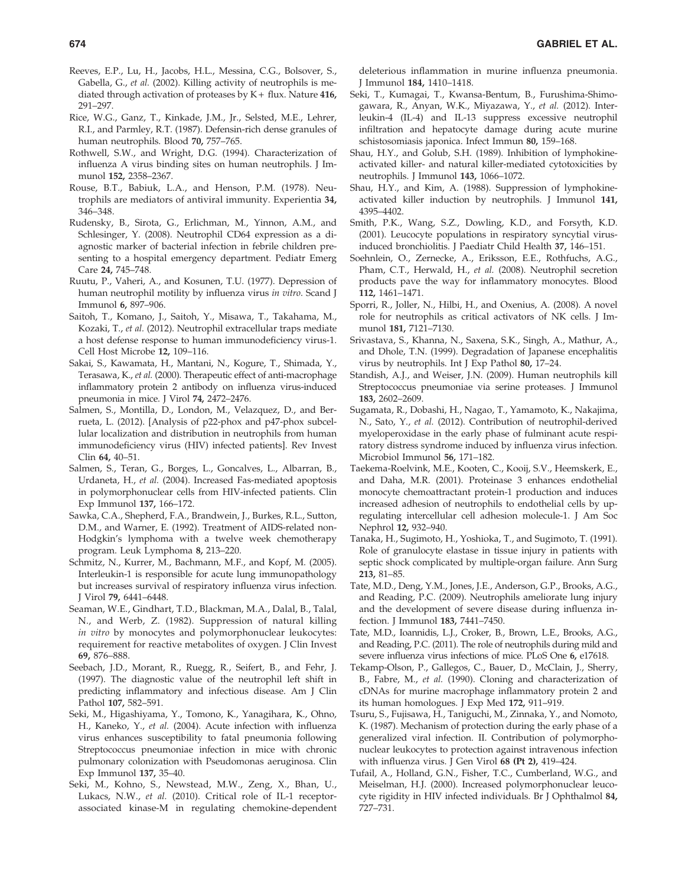Reeves, E.P., Lu, H., Jacobs, H.L., Messina, C.G., Bolsover, S., Gabella, G., *et al.* (2002). Killing activity of neutrophils is mediated through activation of proteases by K+ flux. Nature **416,** 291–297.

Rice, W.G., Ganz, T., Kinkade, J.M., Jr., Selsted, M.E., Lehrer, R.I., and Parmley, R.T. (1987). Defensin-rich dense granules of human neutrophils. Blood **70,** 757–765.

Rothwell, S.W., and Wright, D.G. (1994). Characterization of influenza A virus binding sites on human neutrophils. J Immunol **152,** 2358–2367.

Rouse, B.T., Babiuk, L.A., and Henson, P.M. (1978). Neutrophils are mediators of antiviral immunity. Experientia **34,** 346–348.

Rudensky, B., Sirota, G., Erlichman, M., Yinnon, A.M., and Schlesinger, Y. (2008). Neutrophil CD64 expression as a diagnostic marker of bacterial infection in febrile children presenting to a hospital emergency department. Pediatr Emerg Care **24,** 745–748.

Ruutu, P., Vaheri, A., and Kosunen, T.U. (1977). Depression of human neutrophil motility by influenza virus *in vitro*. Scand J Immunol **6,** 897–906.

Saitoh, T., Komano, J., Saitoh, Y., Misawa, T., Takahama, M., Kozaki, T., *et al.* (2012). Neutrophil extracellular traps mediate a host defense response to human immunodeficiency virus-1. Cell Host Microbe **12,** 109–116.

Sakai, S., Kawamata, H., Mantani, N., Kogure, T., Shimada, Y., Terasawa, K., *et al.* (2000). Therapeutic effect of anti-macrophage inflammatory protein 2 antibody on influenza virus-induced pneumonia in mice. J Virol **74,** 2472–2476.

Salmen, S., Montilla, D., London, M., Velazquez, D., and Berrueta, L. (2012). [Analysis of p22-phox and p47-phox subcellular localization and distribution in neutrophils from human immunodeficiency virus (HIV) infected patients]. Rev Invest Clin **64,** 40–51.

Salmen, S., Teran, G., Borges, L., Goncalves, L., Albarran, B., Urdaneta, H., *et al.* (2004). Increased Fas-mediated apoptosis in polymorphonuclear cells from HIV-infected patients. Clin Exp Immunol **137,** 166–172.

Sawka, C.A., Shepherd, F.A., Brandwein, J., Burkes, R.L., Sutton, D.M., and Warner, E. (1992). Treatment of AIDS-related non-Hodgkin's lymphoma with a twelve week chemotherapy program. Leuk Lymphoma **8,** 213–220.

Schmitz, N., Kurrer, M., Bachmann, M.F., and Kopf, M. (2005). Interleukin-1 is responsible for acute lung immunopathology but increases survival of respiratory influenza virus infection. J Virol **79,** 6441–6448.

Seaman, W.E., Gindhart, T.D., Blackman, M.A., Dalal, B., Talal, N., and Werb, Z. (1982). Suppression of natural killing *in vitro* by monocytes and polymorphonuclear leukocytes: requirement for reactive metabolites of oxygen. J Clin Invest **69,** 876–888.

Seebach, J.D., Morant, R., Ruegg, R., Seifert, B., and Fehr, J. (1997). The diagnostic value of the neutrophil left shift in predicting inflammatory and infectious disease. Am J Clin Pathol **107,** 582–591.

Seki, M., Higashiyama, Y., Tomono, K., Yanagihara, K., Ohno, H., Kaneko, Y., *et al.* (2004). Acute infection with influenza virus enhances susceptibility to fatal pneumonia following Streptococcus pneumoniae infection in mice with chronic pulmonary colonization with Pseudomonas aeruginosa. Clin Exp Immunol **137,** 35–40.

Seki, M., Kohno, S., Newstead, M.W., Zeng, X., Bhan, U., Lukacs, N.W., *et al.* (2010). Critical role of IL-1 receptor-associated kinase-M in regulating chemokine-dependent deleterious inflammation in murine influenza pneumonia. J Immunol **184,** 1410–1418.

Seki, T., Kumagai, T., Kwansa-Bentum, B., Furushima-Shimogawara, R., Anyan, W.K., Miyazawa, Y., *et al.* (2012). Interleukin-4 (IL-4) and IL-13 suppress excessive neutrophil infiltration and hepatocyte damage during acute murine schistosomiasis japonica. Infect Immun **80,** 159–168.

Shau, H.Y., and Golub, S.H. (1989). Inhibition of lymphokine-activated killer- and natural killer-mediated cytotoxicities by neutrophils. J Immunol **143,** 1066–1072.

Shau, H.Y., and Kim, A. (1988). Suppression of lymphokine-activated killer induction by neutrophils. J Immunol **141,** 4395–4402.

Smith, P.K., Wang, S.Z., Dowling, K.D., and Forsyth, K.D. (2001). Leucocyte populations in respiratory syncytial virus-induced bronchiolitis. J Paediatr Child Health **37,** 146–151.

Soehnlein, O., Zernecke, A., Eriksson, E.E., Rothfuchs, A.G., Pham, C.T., Herwald, H., *et al.* (2008). Neutrophil secretion products pave the way for inflammatory monocytes. Blood **112,** 1461–1471.

Sporri, R., Joller, N., Hilbi, H., and Oxenius, A. (2008). A novel role for neutrophils as critical activators of NK cells. J Immunol **181,** 7121–7130.

Srivastava, S., Khanna, N., Saxena, S.K., Singh, A., Mathur, A., and Dhole, T.N. (1999). Degradation of Japanese encephalitis virus by neutrophils. Int J Exp Pathol **80,** 17–24.

Standish, A.J., and Weiser, J.N. (2009). Human neutrophils kill Streptococcus pneumoniae via serine proteases. J Immunol **183,** 2602–2609.

Sugamata, R., Dobashi, H., Nagao, T., Yamamoto, K., Nakajima, N., Sato, Y., *et al.* (2012). Contribution of neutrophil-derived myeloperoxidase in the early phase of fulminant acute respiratory distress syndrome induced by influenza virus infection. Microbiol Immunol **56,** 171–182.

Taekema-Roelvink, M.E., Kooten, C., Kooij, S.V., Heemskerk, E., and Daha, M.R. (2001). Proteinase 3 enhances endothelial monocyte chemoattractant protein-1 production and induces increased adhesion of neutrophils to endothelial cells by upregulating intercellular cell adhesion molecule-1. J Am Soc Nephrol **12,** 932–940.

Tanaka, H., Sugimoto, H., Yoshioka, T., and Sugimoto, T. (1991). Role of granulocyte elastase in tissue injury in patients with septic shock complicated by multiple-organ failure. Ann Surg **213,** 81–85.

Tate, M.D., Deng, Y.M., Jones, J.E., Anderson, G.P., Brooks, A.G., and Reading, P.C. (2009). Neutrophils ameliorate lung injury and the development of severe disease during influenza infection. J Immunol **183,** 7441–7450.

Tate, M.D., Ioannidis, L.J., Croker, B., Brown, L.E., Brooks, A.G., and Reading, P.C. (2011). The role of neutrophils during mild and severe influenza virus infections of mice. PLoS One **6,** e17618.

Tekamp-Olson, P., Gallegos, C., Bauer, D., McClain, J., Sherry, B., Fabre, M., *et al.* (1990). Cloning and characterization of cDNAs for murine macrophage inflammatory protein 2 and its human homologues. J Exp Med **172,** 911–919.

Tsuru, S., Fujisawa, H., Taniguchi, M., Zinnaka, Y., and Nomoto, K. (1987). Mechanism of protection during the early phase of a generalized viral infection. II. Contribution of polymorphonuclear leukocytes to protection against intravenous infection with influenza virus. J Gen Virol **68 (Pt 2),** 419–424.

Tufail, A., Holland, G.N., Fisher, T.C., Cumberland, W.G., and Meiselman, H.J. (2000). Increased polymorphonuclear leucocyte rigidity in HIV infected individuals. Br J Ophthalmol **84,** 727–731.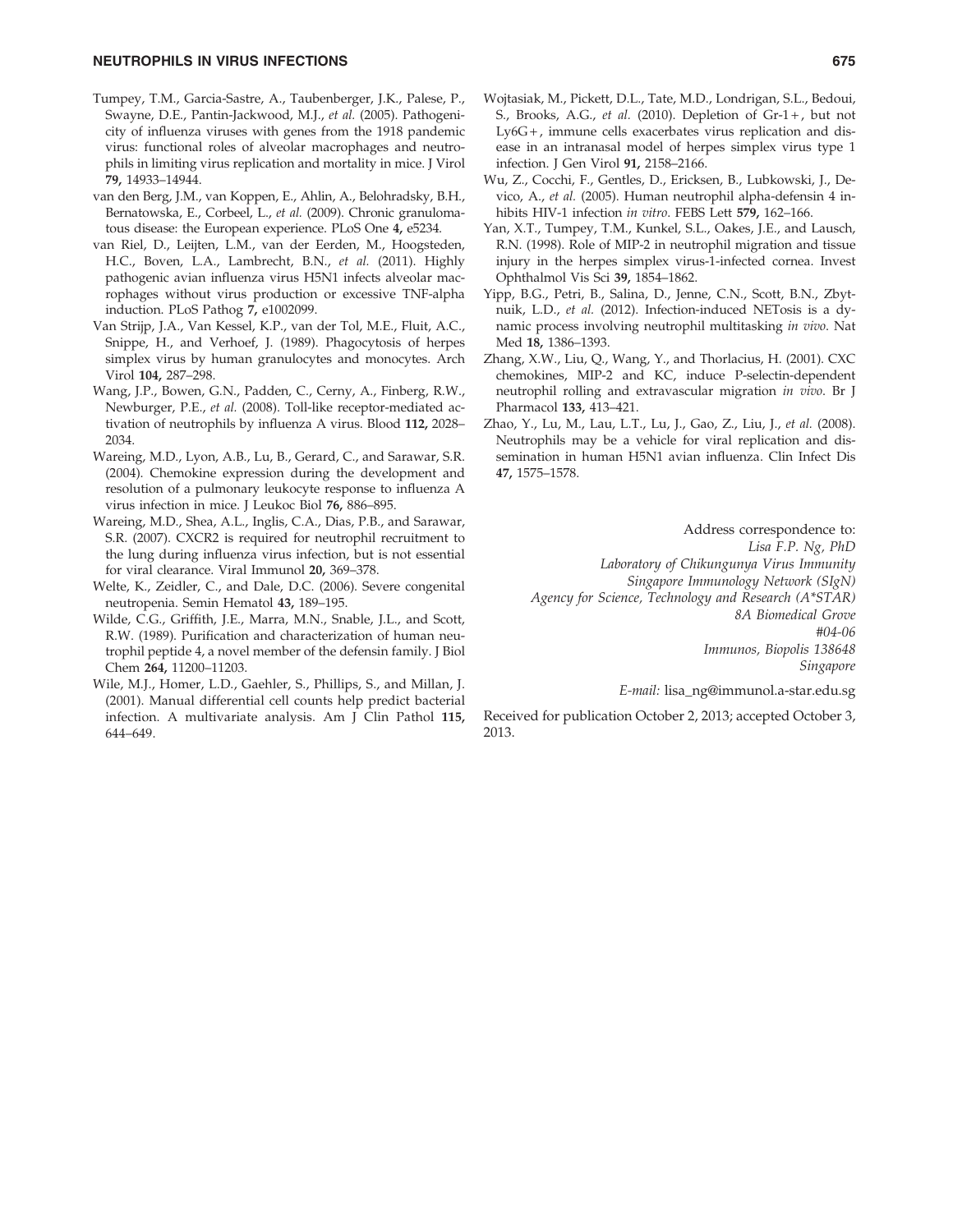Tumpey, T.M., Garcia-Sastre, A., Taubenberger, J.K., Palese, P., Swayne, D.E., Pantin-Jackwood, M.J., *et al.* (2005). Pathogenicity of influenza viruses with genes from the 1918 pandemic virus: functional roles of alveolar macrophages and neutrophils in limiting virus replication and mortality in mice. J Virol **79,** 14933–14944.

van den Berg, J.M., van Koppen, E., Ahlin, A., Belohradsky, B.H., Bernatowska, E., Corbeel, L., *et al.* (2009). Chronic granulomatous disease: the European experience. PLoS One **4,** e5234.

van Riel, D., Leijten, L.M., van der Eerden, M., Hoogsteden, H.C., Boven, L.A., Lambrecht, B.N., *et al.* (2011). Highly pathogenic avian influenza virus H5N1 infects alveolar macrophages without virus production or excessive TNF-alpha induction. PLoS Pathog **7,** e1002099.

Van Strijp, J.A., Van Kessel, K.P., van der Tol, M.E., Fluit, A.C., Snippe, H., and Verhoef, J. (1989). Phagocytosis of herpes simplex virus by human granulocytes and monocytes. Arch Virol **104,** 287–298.

Wang, J.P., Bowen, G.N., Padden, C., Cerny, A., Finberg, R.W., Newburger, P.E., *et al.* (2008). Toll-like receptor-mediated activation of neutrophils by influenza A virus. Blood **112,** 2028–2034.

Wareing, M.D., Lyon, A.B., Lu, B., Gerard, C., and Sarawar, S.R. (2004). Chemokine expression during the development and resolution of a pulmonary leukocyte response to influenza A virus infection in mice. J Leukoc Biol **76,** 886–895.

Wareing, M.D., Shea, A.L., Inglis, C.A., Dias, P.B., and Sarawar, S.R. (2007). CXCR2 is required for neutrophil recruitment to the lung during influenza virus infection, but is not essential for viral clearance. Viral Immunol **20,** 369–378.

Welte, K., Zeidler, C., and Dale, D.C. (2006). Severe congenital neutropenia. Semin Hematol **43,** 189–195.

Wilde, C.G., Griffith, J.E., Marra, M.N., Snable, J.L., and Scott, R.W. (1989). Purification and characterization of human neutrophil peptide 4, a novel member of the defensin family. J Biol Chem **264,** 11200–11203.

Wile, M.J., Homer, L.D., Gaehler, S., Phillips, S., and Millan, J. (2001). Manual differential cell counts help predict bacterial infection. A multivariate analysis. Am J Clin Pathol **115,** 644–649.

Wojtasiak, M., Pickett, D.L., Tate, M.D., Londrigan, S.L., Bedoui, S., Brooks, A.G., *et al.* (2010). Depletion of Gr-1+, but not Ly6G+, immune cells exacerbates virus replication and disease in an intranasal model of herpes simplex virus type 1 infection. J Gen Virol **91,** 2158–2166.

Wu, Z., Cocchi, F., Gentles, D., Ericksen, B., Lubkowski, J., Devico, A., *et al.* (2005). Human neutrophil alpha-defensin 4 inhibits HIV-1 infection *in vitro*. FEBS Lett **579,** 162–166.

Yan, X.T., Tumpey, T.M., Kunkel, S.L., Oakes, J.E., and Lausch, R.N. (1998). Role of MIP-2 in neutrophil migration and tissue injury in the herpes simplex virus-1-infected cornea. Invest Ophthalmol Vis Sci **39,** 1854–1862.

Yipp, B.G., Petri, B., Salina, D., Jenne, C.N., Scott, B.N., Zbytnuik, L.D., *et al.* (2012). Infection-induced NETosis is a dynamic process involving neutrophil multitasking *in vivo*. Nat Med **18,** 1386–1393.

Zhang, X.W., Liu, Q., Wang, Y., and Thorlacius, H. (2001). CXC chemokines, MIP-2 and KC, induce P-selectin-dependent neutrophil rolling and extravascular migration *in vivo*. Br J Pharmacol **133,** 413–421.

Zhao, Y., Lu, M., Lau, L.T., Lu, J., Gao, Z., Liu, J., *et al.* (2008). Neutrophils may be a vehicle for viral replication and dissemination in human H5N1 avian influenza. Clin Infect Dis **47,** 1575–1578.

Address correspondence to:
*Lisa F.P. Ng, PhD*
*Laboratory of Chikungunya Virus Immunity*
*Singapore Immunology Network (SIgN)*
*Agency for Science, Technology and Research (A*STAR)*
*8A Biomedical Grove*
*#04-06*
*Immunos, Biopolis 138648*
*Singapore*

*E-mail:* lisa_ng@immunol.a-star.edu.sg

Received for publication October 2, 2013; accepted October 3, 2013.